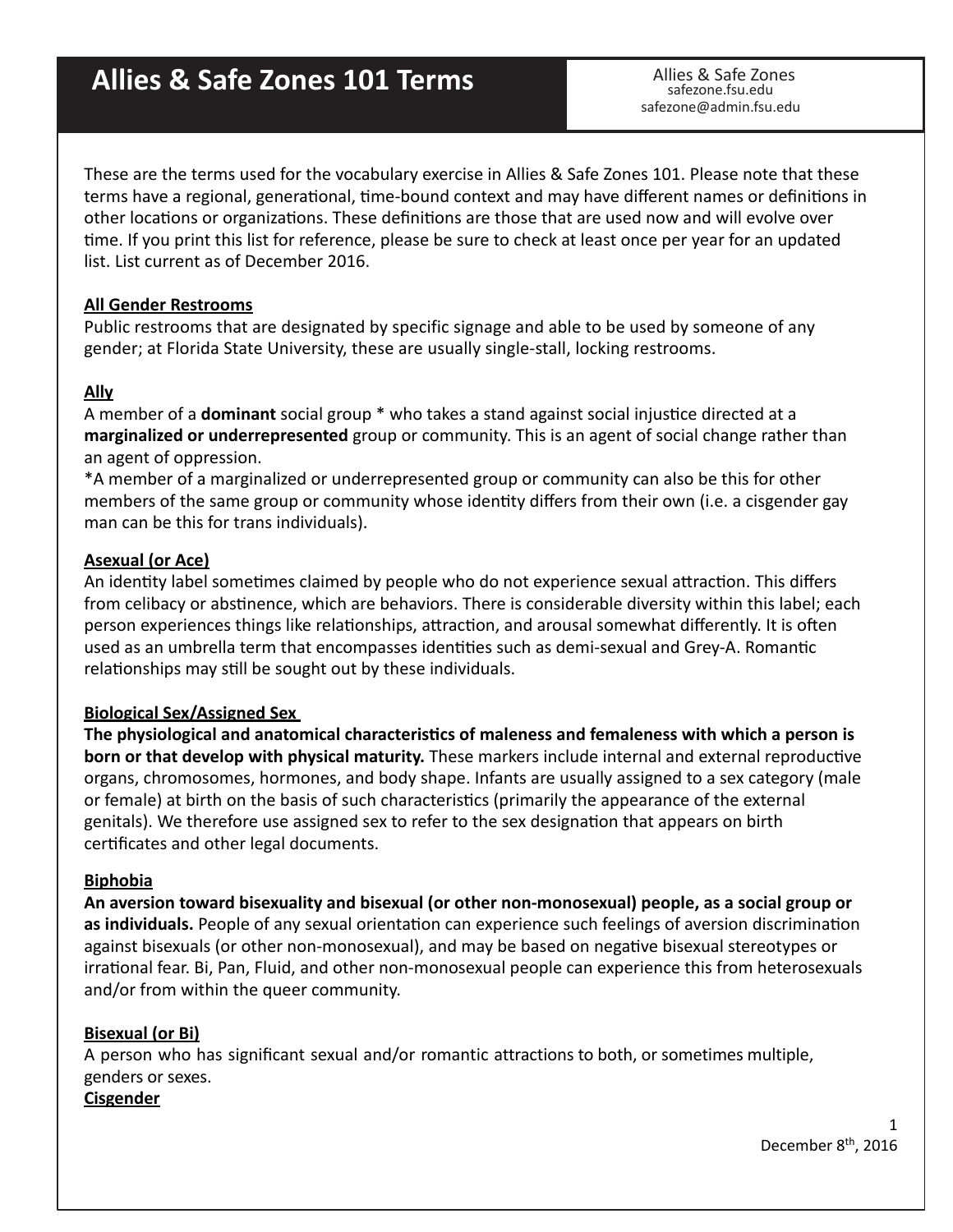# Allies & Safe Zones 101 Terms

Allies & Safe Zones
safezone.fsu.edu
safezone@admin.fsu.edu

These are the terms used for the vocabulary exercise in Allies & Safe Zones 101. Please note that these terms have a regional, generational, time-bound context and may have different names or definitions in other locations or organizations. These definitions are those that are used now and will evolve over time. If you print this list for reference, please be sure to check at least once per year for an updated list. List current as of December 2016.

**All Gender Restrooms**
Public restrooms that are designated by specific signage and able to be used by someone of any gender; at Florida State University, these are usually single-stall, locking restrooms.

**Ally**
A member of a **dominant** social group * who takes a stand against social injustice directed at a **marginalized or underrepresented** group or community. This is an agent of social change rather than an agent of oppression.
*A member of a marginalized or underrepresented group or community can also be this for other members of the same group or community whose identity differs from their own (i.e. a cisgender gay man can be this for trans individuals).

**Asexual (or Ace)**
An identity label sometimes claimed by people who do not experience sexual attraction. This differs from celibacy or abstinence, which are behaviors. There is considerable diversity within this label; each person experiences things like relationships, attraction, and arousal somewhat differently. It is often used as an umbrella term that encompasses identities such as demi-sexual and Grey-A. Romantic relationships may still be sought out by these individuals.

**Biological Sex/Assigned Sex**
**The physiological and anatomical characteristics of maleness and femaleness with which a person is born or that develop with physical maturity.** These markers include internal and external reproductive organs, chromosomes, hormones, and body shape. Infants are usually assigned to a sex category (male or female) at birth on the basis of such characteristics (primarily the appearance of the external genitals). We therefore use assigned sex to refer to the sex designation that appears on birth certificates and other legal documents.

**Biphobia**
**An aversion toward bisexuality and bisexual (or other non-monosexual) people, as a social group or as individuals.** People of any sexual orientation can experience such feelings of aversion discrimination against bisexuals (or other non-monosexual), and may be based on negative bisexual stereotypes or irrational fear. Bi, Pan, Fluid, and other non-monosexual people can experience this from heterosexuals and/or from within the queer community.

**Bisexual (or Bi)**
A person who has significant sexual and/or romantic attractions to both, or sometimes multiple, genders or sexes.

**Cisgender**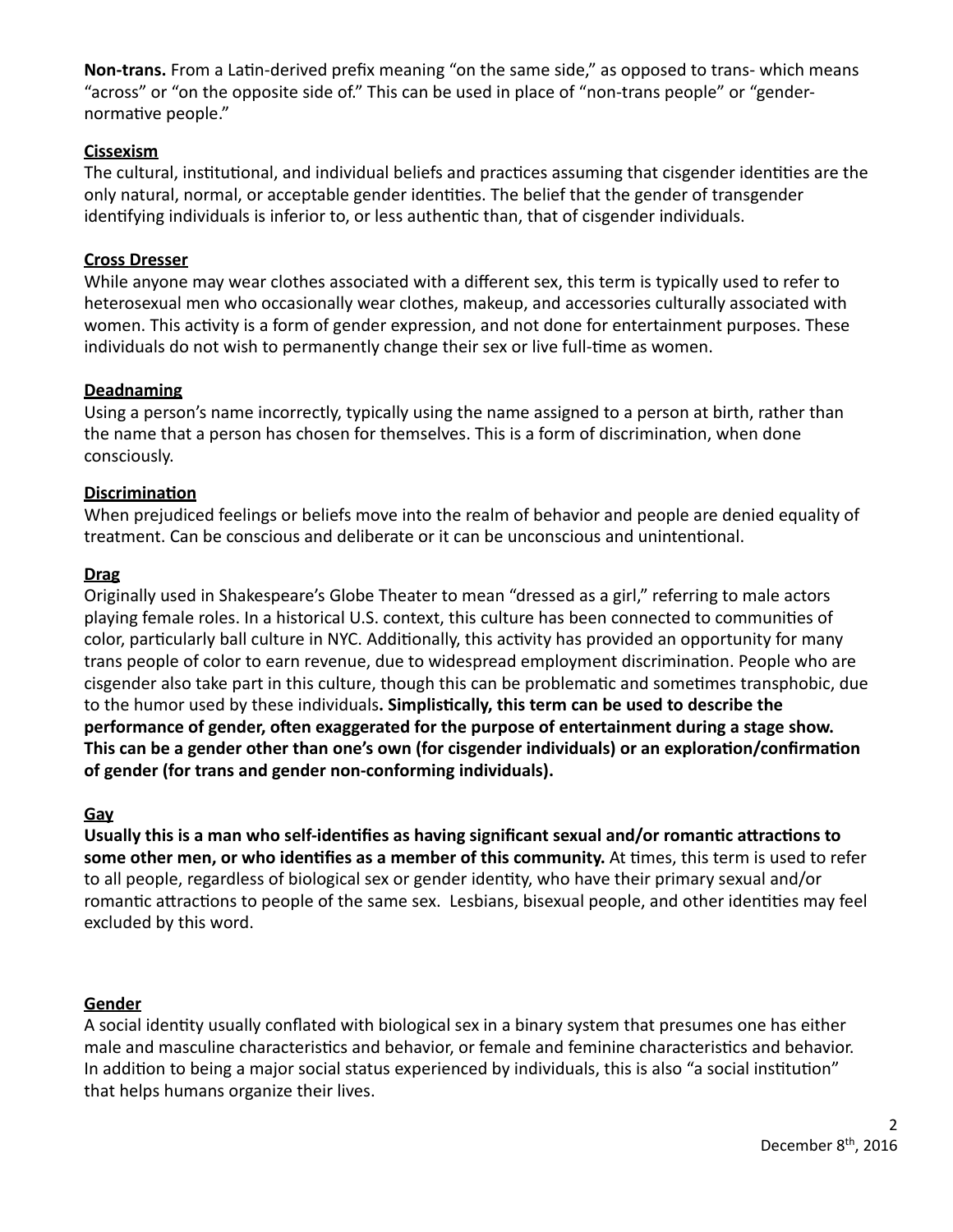**Non-trans.** From a Latin-derived prefix meaning "on the same side," as opposed to trans- which means "across" or "on the opposite side of." This can be used in place of "non-trans people" or "gender-normative people."

### Cissexism

The cultural, institutional, and individual beliefs and practices assuming that cisgender identities are the only natural, normal, or acceptable gender identities. The belief that the gender of transgender identifying individuals is inferior to, or less authentic than, that of cisgender individuals.

### Cross Dresser

While anyone may wear clothes associated with a different sex, this term is typically used to refer to heterosexual men who occasionally wear clothes, makeup, and accessories culturally associated with women. This activity is a form of gender expression, and not done for entertainment purposes. These individuals do not wish to permanently change their sex or live full-time as women.

### Deadnaming

Using a person's name incorrectly, typically using the name assigned to a person at birth, rather than the name that a person has chosen for themselves. This is a form of discrimination, when done consciously.

### Discrimination

When prejudiced feelings or beliefs move into the realm of behavior and people are denied equality of treatment. Can be conscious and deliberate or it can be unconscious and unintentional.

### Drag

Originally used in Shakespeare's Globe Theater to mean "dressed as a girl," referring to male actors playing female roles. In a historical U.S. context, this culture has been connected to communities of color, particularly ball culture in NYC. Additionally, this activity has provided an opportunity for many trans people of color to earn revenue, due to widespread employment discrimination. People who are cisgender also take part in this culture, though this can be problematic and sometimes transphobic, due to the humor used by these individuals**. Simplistically, this term can be used to describe the performance of gender, often exaggerated for the purpose of entertainment during a stage show. This can be a gender other than one's own (for cisgender individuals) or an exploration/confirmation of gender (for trans and gender non-conforming individuals).**

### Gay

**Usually this is a man who self-identifies as having significant sexual and/or romantic attractions to some other men, or who identifies as a member of this community.** At times, this term is used to refer to all people, regardless of biological sex or gender identity, who have their primary sexual and/or romantic attractions to people of the same sex. Lesbians, bisexual people, and other identities may feel excluded by this word.

### Gender

A social identity usually conflated with biological sex in a binary system that presumes one has either male and masculine characteristics and behavior, or female and feminine characteristics and behavior. In addition to being a major social status experienced by individuals, this is also "a social institution" that helps humans organize their lives.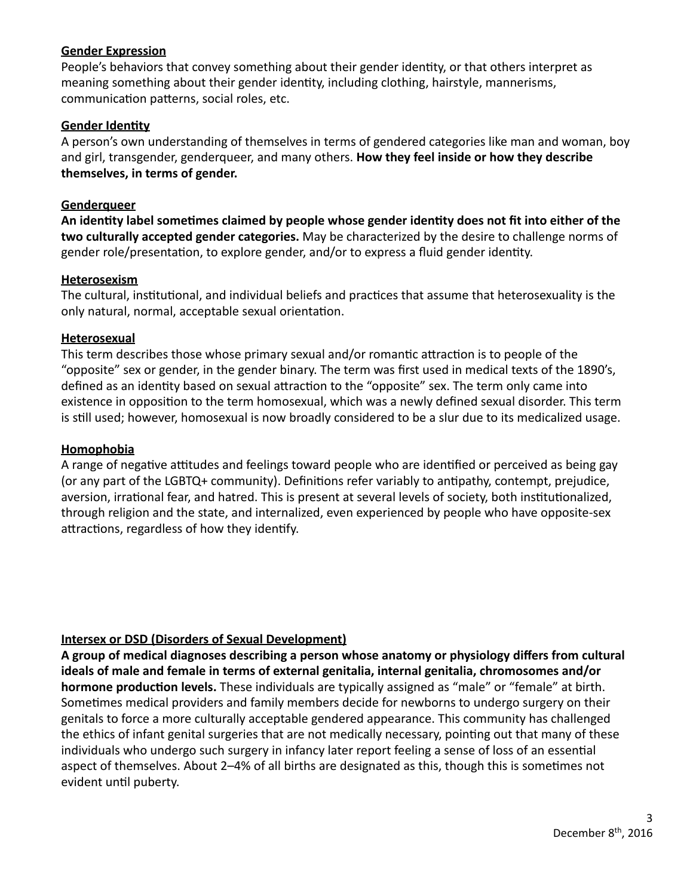**<u>Gender Expression</u>**
People's behaviors that convey something about their gender identity, or that others interpret as meaning something about their gender identity, including clothing, hairstyle, mannerisms, communication patterns, social roles, etc.

**<u>Gender Identity</u>**
A person's own understanding of themselves in terms of gendered categories like man and woman, boy and girl, transgender, genderqueer, and many others. **How they feel inside or how they describe themselves, in terms of gender.**

**<u>Genderqueer</u>**
**An identity label sometimes claimed by people whose gender identity does not fit into either of the two culturally accepted gender categories.** May be characterized by the desire to challenge norms of gender role/presentation, to explore gender, and/or to express a fluid gender identity.

**<u>Heterosexism</u>**
The cultural, institutional, and individual beliefs and practices that assume that heterosexuality is the only natural, normal, acceptable sexual orientation.

**<u>Heterosexual</u>**
This term describes those whose primary sexual and/or romantic attraction is to people of the "opposite" sex or gender, in the gender binary. The term was first used in medical texts of the 1890's, defined as an identity based on sexual attraction to the "opposite" sex. The term only came into existence in opposition to the term homosexual, which was a newly defined sexual disorder. This term is still used; however, homosexual is now broadly considered to be a slur due to its medicalized usage.

**<u>Homophobia</u>**
A range of negative attitudes and feelings toward people who are identified or perceived as being gay (or any part of the LGBTQ+ community). Definitions refer variably to antipathy, contempt, prejudice, aversion, irrational fear, and hatred. This is present at several levels of society, both institutionalized, through religion and the state, and internalized, even experienced by people who have opposite-sex attractions, regardless of how they identify.

**<u>Intersex or DSD (Disorders of Sexual Development)</u>**
**A group of medical diagnoses describing a person whose anatomy or physiology differs from cultural ideals of male and female in terms of external genitalia, internal genitalia, chromosomes and/or hormone production levels.** These individuals are typically assigned as "male" or "female" at birth. Sometimes medical providers and family members decide for newborns to undergo surgery on their genitals to force a more culturally acceptable gendered appearance. This community has challenged the ethics of infant genital surgeries that are not medically necessary, pointing out that many of these individuals who undergo such surgery in infancy later report feeling a sense of loss of an essential aspect of themselves. About 2–4% of all births are designated as this, though this is sometimes not evident until puberty.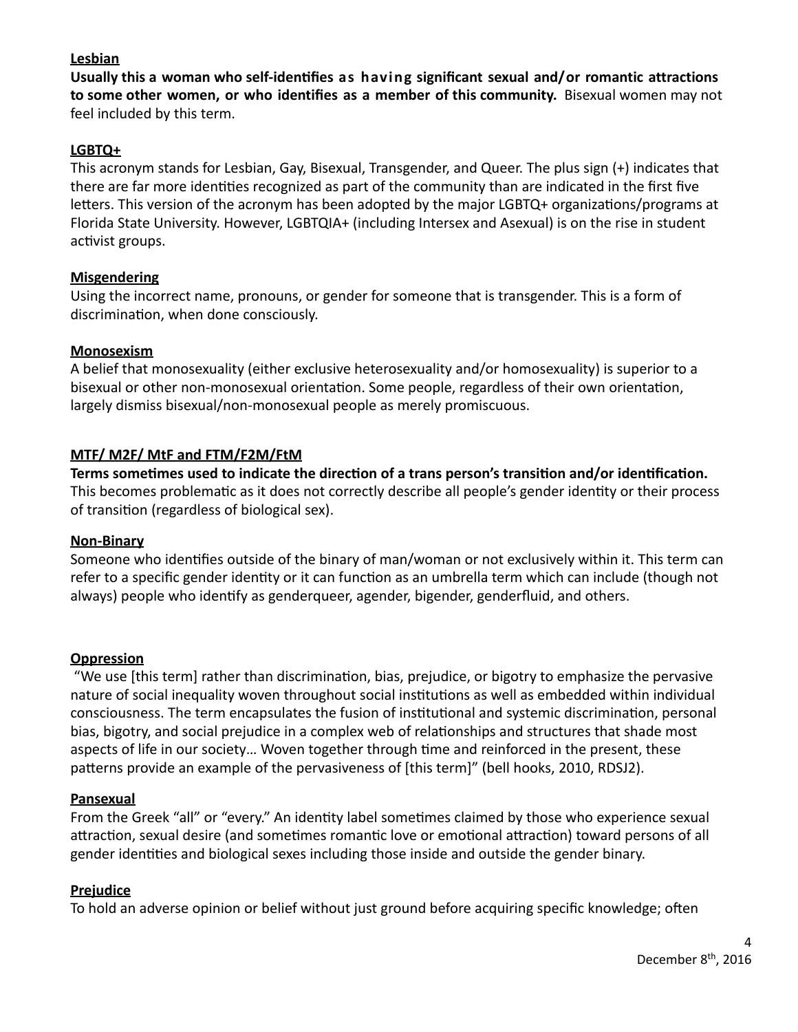**Lesbian**

**Usually this a woman who self-identifies as having significant sexual and/or romantic attractions to some other women, or who identifies as a member of this community.** Bisexual women may not feel included by this term.

**LGBTQ+**

This acronym stands for Lesbian, Gay, Bisexual, Transgender, and Queer. The plus sign (+) indicates that there are far more identities recognized as part of the community than are indicated in the first five letters. This version of the acronym has been adopted by the major LGBTQ+ organizations/programs at Florida State University. However, LGBTQIA+ (including Intersex and Asexual) is on the rise in student activist groups.

**Misgendering**

Using the incorrect name, pronouns, or gender for someone that is transgender. This is a form of discrimination, when done consciously.

**Monosexism**

A belief that monosexuality (either exclusive heterosexuality and/or homosexuality) is superior to a bisexual or other non-monosexual orientation. Some people, regardless of their own orientation, largely dismiss bisexual/non-monosexual people as merely promiscuous.

**MTF/ M2F/ MtF and FTM/F2M/FtM**

**Terms sometimes used to indicate the direction of a trans person's transition and/or identification.** This becomes problematic as it does not correctly describe all people's gender identity or their process of transition (regardless of biological sex).

**Non-Binary**

Someone who identifies outside of the binary of man/woman or not exclusively within it. This term can refer to a specific gender identity or it can function as an umbrella term which can include (though not always) people who identify as genderqueer, agender, bigender, genderfluid, and others.

**Oppression**

"We use [this term] rather than discrimination, bias, prejudice, or bigotry to emphasize the pervasive nature of social inequality woven throughout social institutions as well as embedded within individual consciousness. The term encapsulates the fusion of institutional and systemic discrimination, personal bias, bigotry, and social prejudice in a complex web of relationships and structures that shade most aspects of life in our society… Woven together through time and reinforced in the present, these patterns provide an example of the pervasiveness of [this term]" (bell hooks, 2010, RDSJ2).

**Pansexual**

From the Greek "all" or "every." An identity label sometimes claimed by those who experience sexual attraction, sexual desire (and sometimes romantic love or emotional attraction) toward persons of all gender identities and biological sexes including those inside and outside the gender binary.

**Prejudice**

To hold an adverse opinion or belief without just ground before acquiring specific knowledge; often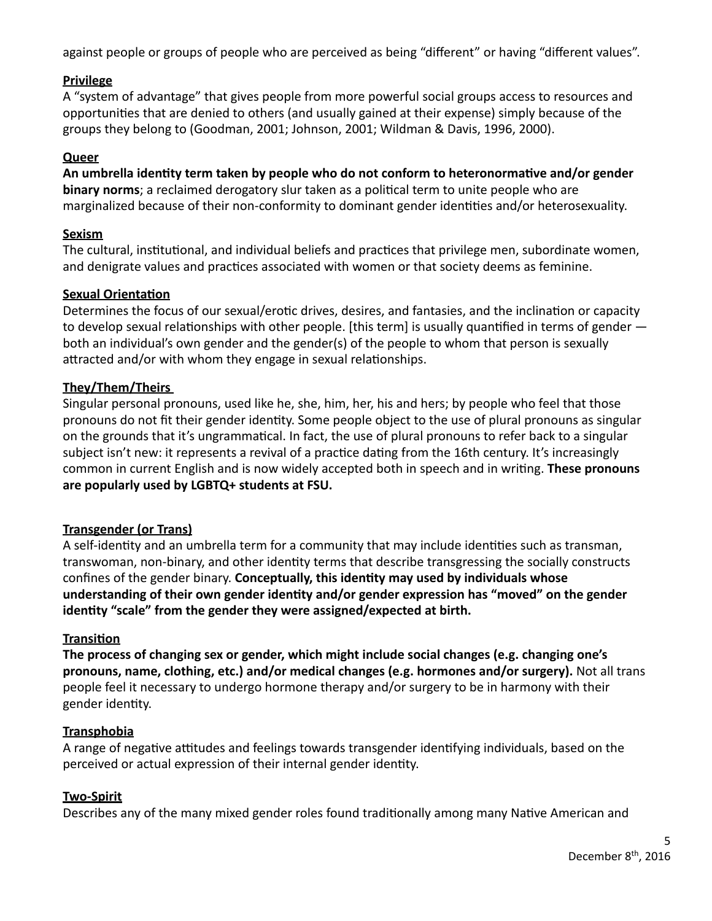against people or groups of people who are perceived as being "different" or having "different values".

**Privilege**
A "system of advantage" that gives people from more powerful social groups access to resources and opportunities that are denied to others (and usually gained at their expense) simply because of the groups they belong to (Goodman, 2001; Johnson, 2001; Wildman & Davis, 1996, 2000).

**Queer**
**An umbrella identity term taken by people who do not conform to heteronormative and/or gender binary norms**; a reclaimed derogatory slur taken as a political term to unite people who are marginalized because of their non-conformity to dominant gender identities and/or heterosexuality.

**Sexism**
The cultural, institutional, and individual beliefs and practices that privilege men, subordinate women, and denigrate values and practices associated with women or that society deems as feminine.

**Sexual Orientation**
Determines the focus of our sexual/erotic drives, desires, and fantasies, and the inclination or capacity to develop sexual relationships with other people. [this term] is usually quantified in terms of gender — both an individual's own gender and the gender(s) of the people to whom that person is sexually attracted and/or with whom they engage in sexual relationships.

**They/Them/Theirs**
Singular personal pronouns, used like he, she, him, her, his and hers; by people who feel that those pronouns do not fit their gender identity. Some people object to the use of plural pronouns as singular on the grounds that it's ungrammatical. In fact, the use of plural pronouns to refer back to a singular subject isn't new: it represents a revival of a practice dating from the 16th century. It's increasingly common in current English and is now widely accepted both in speech and in writing. **These pronouns are popularly used by LGBTQ+ students at FSU.**

**Transgender (or Trans)**
A self-identity and an umbrella term for a community that may include identities such as transman, transwoman, non-binary, and other identity terms that describe transgressing the socially constructs confines of the gender binary. **Conceptually, this identity may used by individuals whose understanding of their own gender identity and/or gender expression has "moved" on the gender identity "scale" from the gender they were assigned/expected at birth.**

**Transition**
**The process of changing sex or gender, which might include social changes (e.g. changing one's pronouns, name, clothing, etc.) and/or medical changes (e.g. hormones and/or surgery).** Not all trans people feel it necessary to undergo hormone therapy and/or surgery to be in harmony with their gender identity.

**Transphobia**
A range of negative attitudes and feelings towards transgender identifying individuals, based on the perceived or actual expression of their internal gender identity.

**Two-Spirit**
Describes any of the many mixed gender roles found traditionally among many Native American and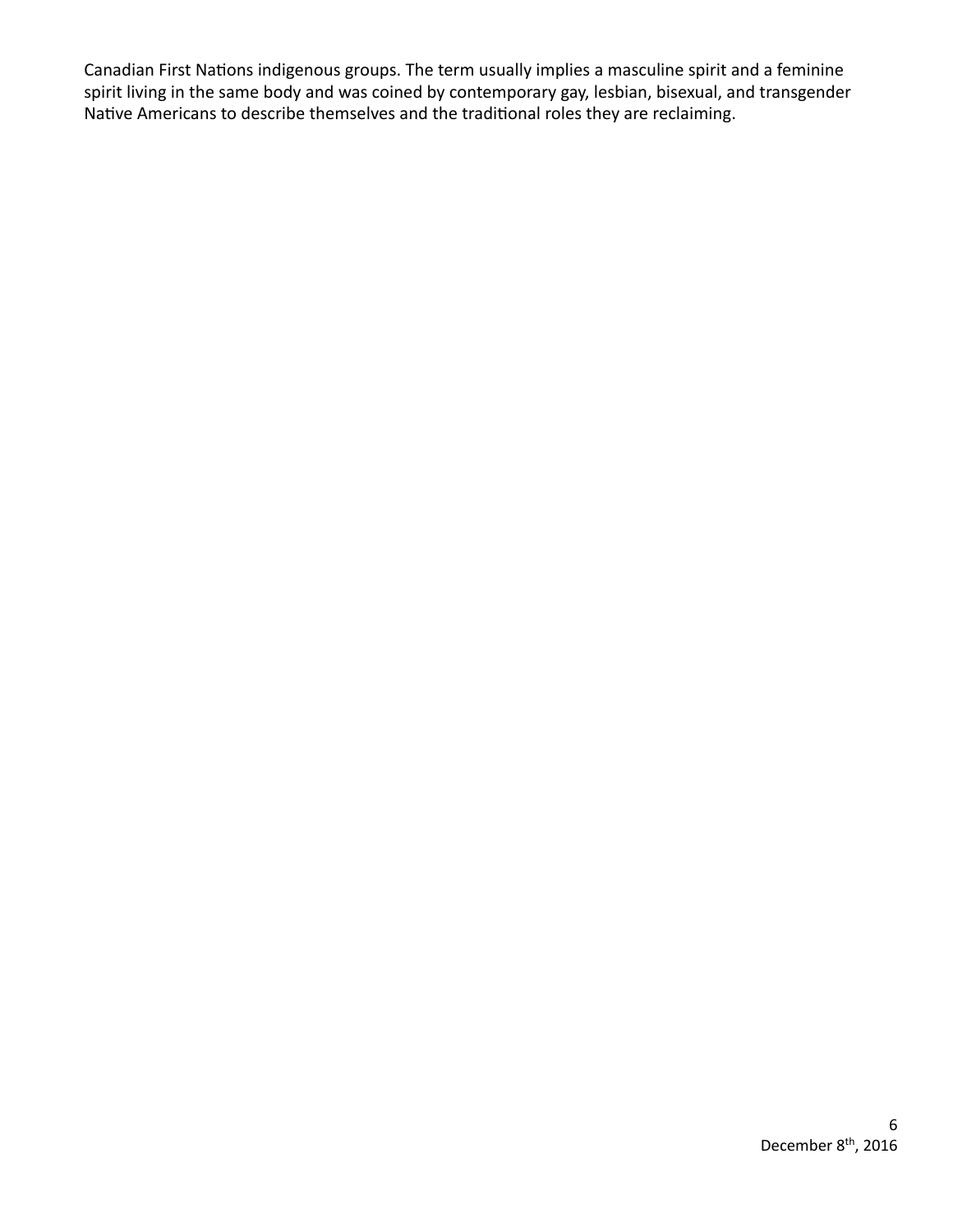Canadian First Nations indigenous groups. The term usually implies a masculine spirit and a feminine spirit living in the same body and was coined by contemporary gay, lesbian, bisexual, and transgender Native Americans to describe themselves and the traditional roles they are reclaiming.